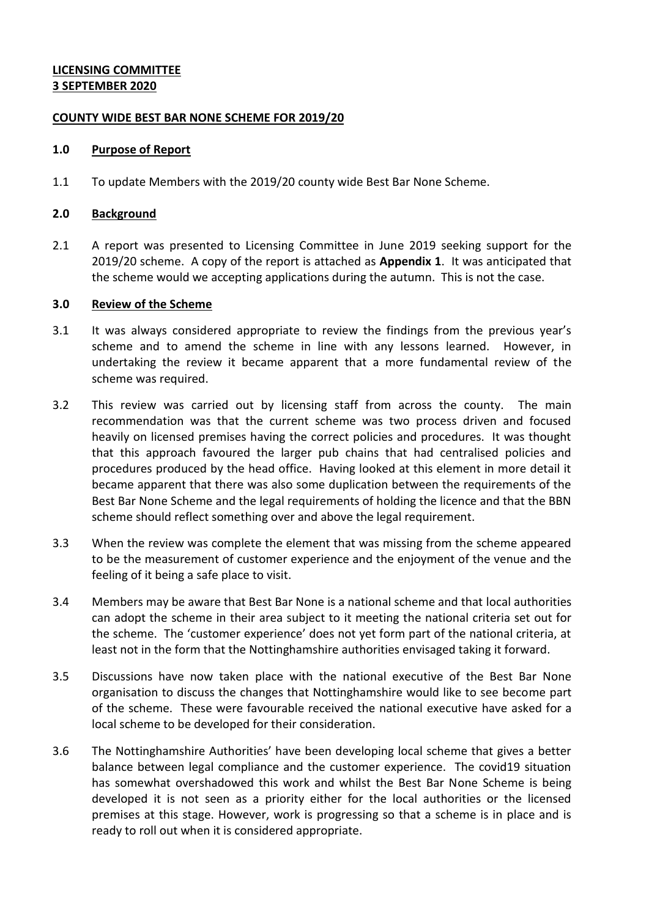**LICENSING COMMITTEE**
**3 SEPTEMBER 2020**

**COUNTY WIDE BEST BAR NONE SCHEME FOR 2019/20**

**1.0 Purpose of Report**

1.1 To update Members with the 2019/20 county wide Best Bar None Scheme.

**2.0 Background**

2.1 A report was presented to Licensing Committee in June 2019 seeking support for the 2019/20 scheme. A copy of the report is attached as **Appendix 1**. It was anticipated that the scheme would we accepting applications during the autumn. This is not the case.

**3.0 Review of the Scheme**

3.1 It was always considered appropriate to review the findings from the previous year's scheme and to amend the scheme in line with any lessons learned. However, in undertaking the review it became apparent that a more fundamental review of the scheme was required.

3.2 This review was carried out by licensing staff from across the county. The main recommendation was that the current scheme was two process driven and focused heavily on licensed premises having the correct policies and procedures. It was thought that this approach favoured the larger pub chains that had centralised policies and procedures produced by the head office. Having looked at this element in more detail it became apparent that there was also some duplication between the requirements of the Best Bar None Scheme and the legal requirements of holding the licence and that the BBN scheme should reflect something over and above the legal requirement.

3.3 When the review was complete the element that was missing from the scheme appeared to be the measurement of customer experience and the enjoyment of the venue and the feeling of it being a safe place to visit.

3.4 Members may be aware that Best Bar None is a national scheme and that local authorities can adopt the scheme in their area subject to it meeting the national criteria set out for the scheme. The 'customer experience' does not yet form part of the national criteria, at least not in the form that the Nottinghamshire authorities envisaged taking it forward.

3.5 Discussions have now taken place with the national executive of the Best Bar None organisation to discuss the changes that Nottinghamshire would like to see become part of the scheme. These were favourable received the national executive have asked for a local scheme to be developed for their consideration.

3.6 The Nottinghamshire Authorities' have been developing local scheme that gives a better balance between legal compliance and the customer experience. The covid19 situation has somewhat overshadowed this work and whilst the Best Bar None Scheme is being developed it is not seen as a priority either for the local authorities or the licensed premises at this stage. However, work is progressing so that a scheme is in place and is ready to roll out when it is considered appropriate.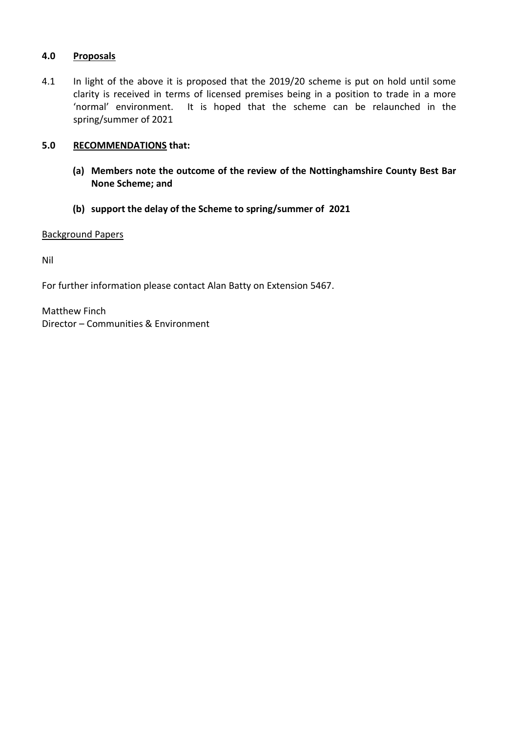## 4.0 Proposals

4.1 In light of the above it is proposed that the 2019/20 scheme is put on hold until some clarity is received in terms of licensed premises being in a position to trade in a more 'normal' environment. It is hoped that the scheme can be relaunched in the spring/summer of 2021

## 5.0 RECOMMENDATIONS that:

**(a) Members note the outcome of the review of the Nottinghamshire County Best Bar None Scheme; and**

**(b) support the delay of the Scheme to spring/summer of 2021**

Background Papers

Nil

For further information please contact Alan Batty on Extension 5467.

Matthew Finch
Director – Communities & Environment